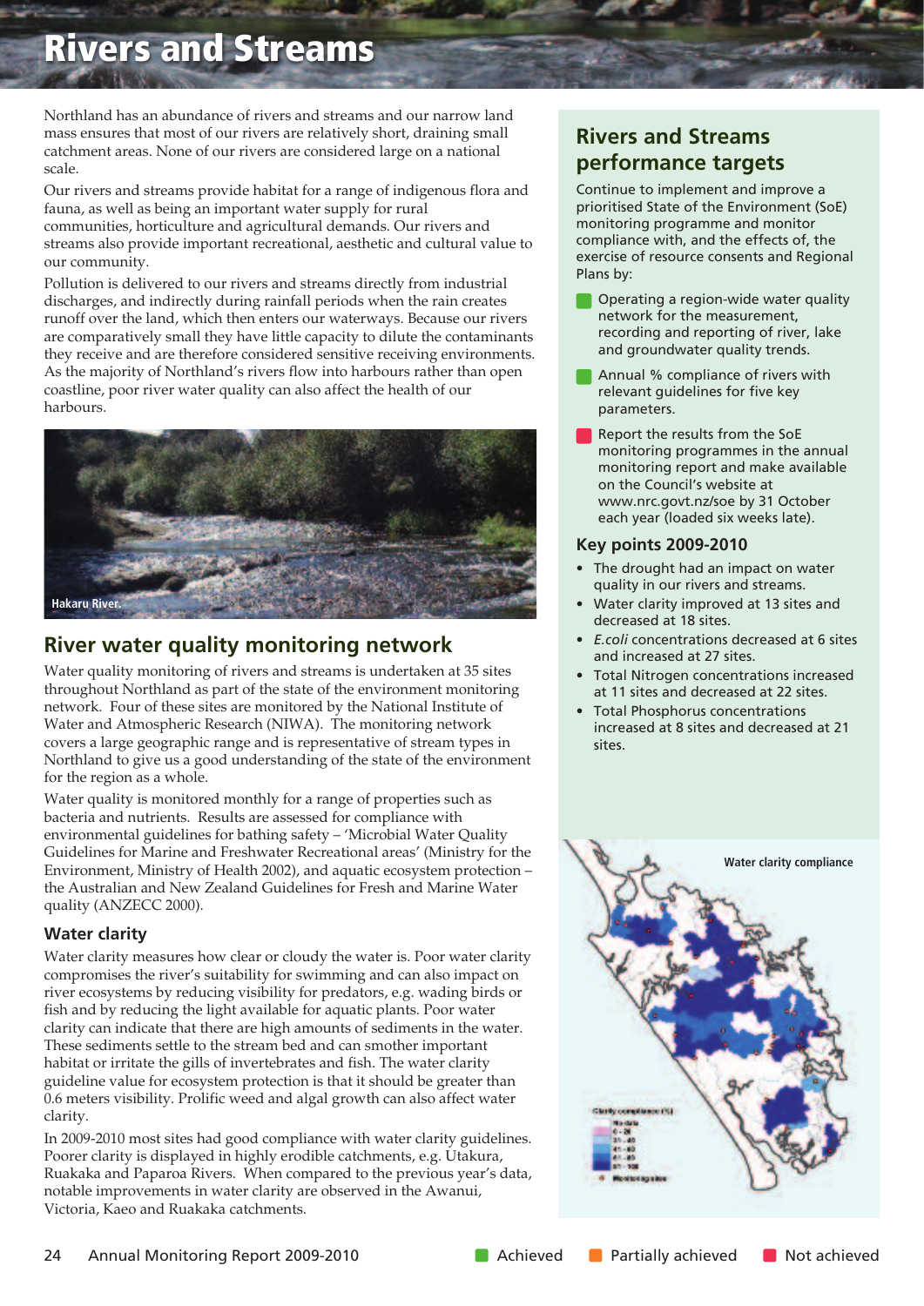# Rivers and Streams

Northland has an abundance of rivers and streams and our narrow land mass ensures that most of our rivers are relatively short, draining small catchment areas. None of our rivers are considered large on a national scale.

Our rivers and streams provide habitat for a range of indigenous flora and fauna, as well as being an important water supply for rural communities, horticulture and agricultural demands. Our rivers and streams also provide important recreational, aesthetic and cultural value to our community.

Pollution is delivered to our rivers and streams directly from industrial discharges, and indirectly during rainfall periods when the rain creates runoff over the land, which then enters our waterways. Because our rivers are comparatively small they have little capacity to dilute the contaminants they receive and are therefore considered sensitive receiving environments. As the majority of Northland's rivers flow into harbours rather than open coastline, poor river water quality can also affect the health of our harbours.

Hakaru River.

## River water quality monitoring network

Water quality monitoring of rivers and streams is undertaken at 35 sites throughout Northland as part of the state of the environment monitoring network. Four of these sites are monitored by the National Institute of Water and Atmospheric Research (NIWA). The monitoring network covers a large geographic range and is representative of stream types in Northland to give us a good understanding of the state of the environment for the region as a whole.

Water quality is monitored monthly for a range of properties such as bacteria and nutrients. Results are assessed for compliance with environmental guidelines for bathing safety – 'Microbial Water Quality Guidelines for Marine and Freshwater Recreational areas' (Ministry for the Environment, Ministry of Health 2002), and aquatic ecosystem protection – the Australian and New Zealand Guidelines for Fresh and Marine Water quality (ANZECC 2000).

### Water clarity

Water clarity measures how clear or cloudy the water is. Poor water clarity compromises the river's suitability for swimming and can also impact on river ecosystems by reducing visibility for predators, e.g. wading birds or fish and by reducing the light available for aquatic plants. Poor water clarity can indicate that there are high amounts of sediments in the water. These sediments settle to the stream bed and can smother important habitat or irritate the gills of invertebrates and fish. The water clarity guideline value for ecosystem protection is that it should be greater than 0.6 meters visibility. Prolific weed and algal growth can also affect water clarity.

In 2009-2010 most sites had good compliance with water clarity guidelines. Poorer clarity is displayed in highly erodible catchments, e.g. Utakura, Ruakaka and Paparoa Rivers. When compared to the previous year's data, notable improvements in water clarity are observed in the Awanui, Victoria, Kaeo and Ruakaka catchments.

## Rivers and Streams performance targets

Continue to implement and improve a prioritised State of the Environment (SoE) monitoring programme and monitor compliance with, and the effects of, the exercise of resource consents and Regional Plans by:

- Operating a region-wide water quality network for the measurement, recording and reporting of river, lake and groundwater quality trends. (Achieved)
- Annual % compliance of rivers with relevant guidelines for five key parameters. (Achieved)
- Report the results from the SoE monitoring programmes in the annual monitoring report and make available on the Council's website at www.nrc.govt.nz/soe by 31 October each year (loaded six weeks late). (Not achieved)

### Key points 2009-2010

- The drought had an impact on water quality in our rivers and streams.
- Water clarity improved at 13 sites and decreased at 18 sites.
- *E.coli* concentrations decreased at 6 sites and increased at 27 sites.
- Total Nitrogen concentrations increased at 11 sites and decreased at 22 sites.
- Total Phosphorus concentrations increased at 8 sites and decreased at 21 sites.

Water clarity compliance

Achieved | Partially achieved | Not achieved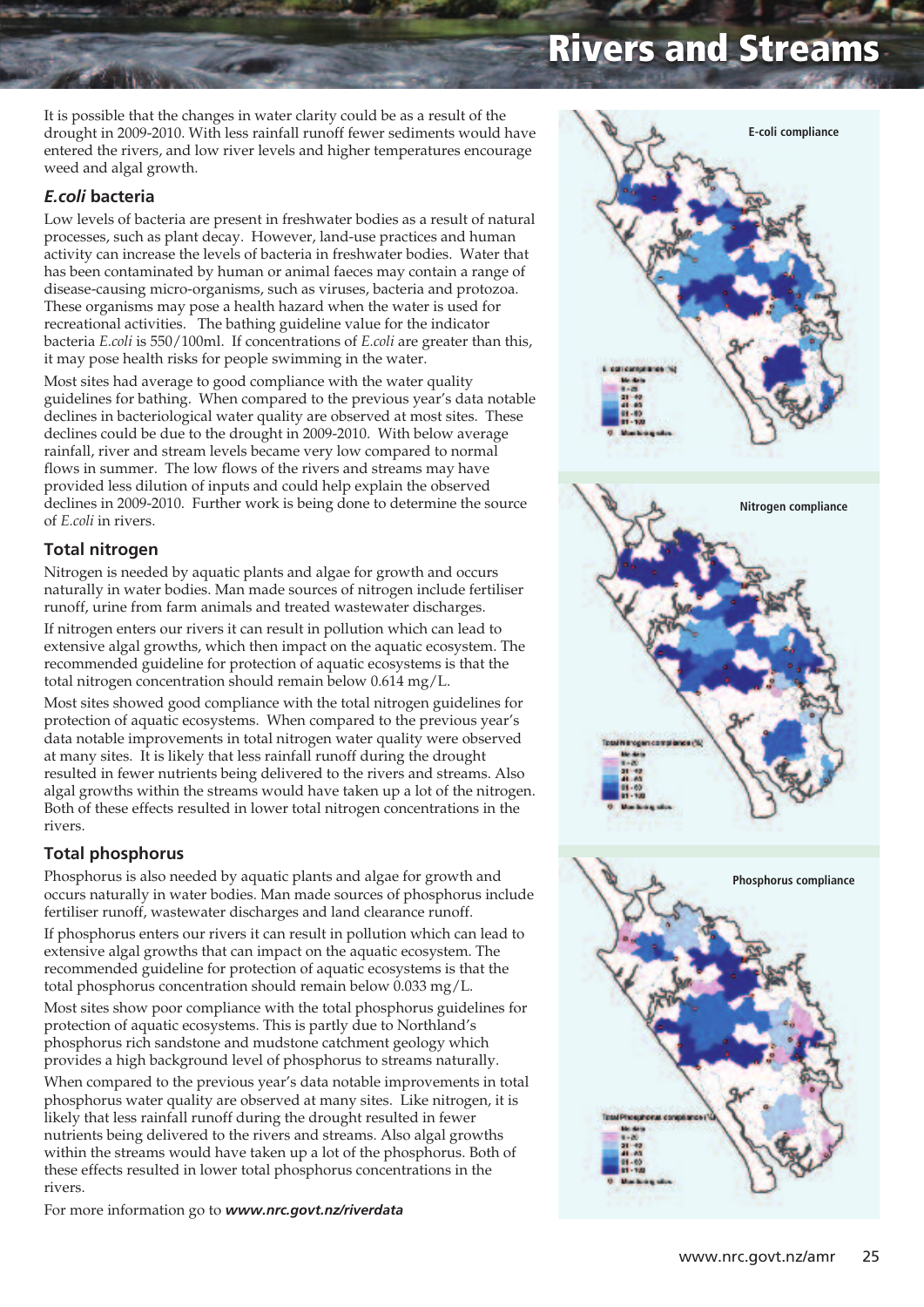# Rivers and Streams

It is possible that the changes in water clarity could be as a result of the drought in 2009-2010. With less rainfall runoff fewer sediments would have entered the rivers, and low river levels and higher temperatures encourage weed and algal growth.

### *E.coli* bacteria

Low levels of bacteria are present in freshwater bodies as a result of natural processes, such as plant decay. However, land-use practices and human activity can increase the levels of bacteria in freshwater bodies. Water that has been contaminated by human or animal faeces may contain a range of disease-causing micro-organisms, such as viruses, bacteria and protozoa. These organisms may pose a health hazard when the water is used for recreational activities. The bathing guideline value for the indicator bacteria *E.coli* is 550/100ml. If concentrations of *E.coli* are greater than this, it may pose health risks for people swimming in the water.

Most sites had average to good compliance with the water quality guidelines for bathing. When compared to the previous year's data notable declines in bacteriological water quality are observed at most sites. These declines could be due to the drought in 2009-2010. With below average rainfall, river and stream levels became very low compared to normal flows in summer. The low flows of the rivers and streams may have provided less dilution of inputs and could help explain the observed declines in 2009-2010. Further work is being done to determine the source of *E.coli* in rivers.

### Total nitrogen

Nitrogen is needed by aquatic plants and algae for growth and occurs naturally in water bodies. Man made sources of nitrogen include fertiliser runoff, urine from farm animals and treated wastewater discharges.

If nitrogen enters our rivers it can result in pollution which can lead to extensive algal growths, which then impact on the aquatic ecosystem. The recommended guideline for protection of aquatic ecosystems is that the total nitrogen concentration should remain below 0.614 mg/L.

Most sites showed good compliance with the total nitrogen guidelines for protection of aquatic ecosystems. When compared to the previous year's data notable improvements in total nitrogen water quality were observed at many sites. It is likely that less rainfall runoff during the drought resulted in fewer nutrients being delivered to the rivers and streams. Also algal growths within the streams would have taken up a lot of the nitrogen. Both of these effects resulted in lower total nitrogen concentrations in the rivers.

### Total phosphorus

Phosphorus is also needed by aquatic plants and algae for growth and occurs naturally in water bodies. Man made sources of phosphorus include fertiliser runoff, wastewater discharges and land clearance runoff.

If phosphorus enters our rivers it can result in pollution which can lead to extensive algal growths that can impact on the aquatic ecosystem. The recommended guideline for protection of aquatic ecosystems is that the total phosphorus concentration should remain below 0.033 mg/L.

Most sites show poor compliance with the total phosphorus guidelines for protection of aquatic ecosystems. This is partly due to Northland's phosphorus rich sandstone and mudstone catchment geology which provides a high background level of phosphorus to streams naturally.

When compared to the previous year's data notable improvements in total phosphorus water quality are observed at many sites. Like nitrogen, it is likely that less rainfall runoff during the drought resulted in fewer nutrients being delivered to the rivers and streams. Also algal growths within the streams would have taken up a lot of the phosphorus. Both of these effects resulted in lower total phosphorus concentrations in the rivers.

For more information go to ***www.nrc.govt.nz/riverdata***

E-coli compliance

E.coli compliance (%)
No data
0 - 20
21 - 40
41 - 60
61 - 80
81 - 100
Monitoring sites

Nitrogen compliance

Total Nitrogen compliance (%)
No data
0 - 20
21 - 40
41 - 60
61 - 80
81 - 100
Monitoring sites

Phosphorus compliance

Total Phosphorus compliance (%)
No data
0 - 20
21 - 40
41 - 60
61 - 80
81 - 100
Monitoring sites